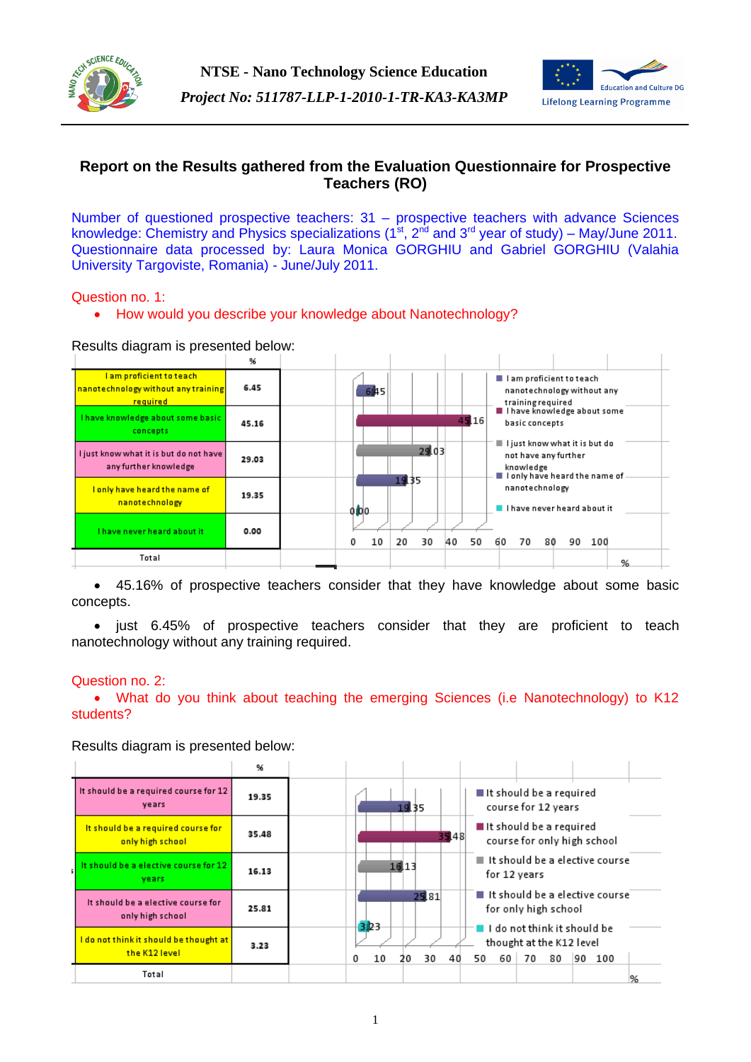**NTSE - Nano Technology Science Education**

***Project No: 511787-LLP-1-2010-1-TR-KA3-KA3MP***

# Report on the Results gathered from the Evaluation Questionnaire for Prospective Teachers (RO)

Number of questioned prospective teachers: 31 – prospective teachers with advance Sciences knowledge: Chemistry and Physics specializations (1st, 2nd and 3rd year of study) – May/June 2011. Questionnaire data processed by: Laura Monica GORGHIU and Gabriel GORGHIU (Valahia University Targoviste, Romania) - June/July 2011.

Question no. 1:

- How would you describe your knowledge about Nanotechnology?

Results diagram is presented below:

| | % |
|---|---|
| I am proficient to teach nanotechnology without any training required | 6.45 |
| I have knowledge about some basic concepts | 45.16 |
| I just know what it is but do not have any further knowledge | 29.03 |
| I only have heard the name of nanotechnology | 19.35 |
| I have never heard about it | 0.00 |
| Total | |

- 45.16% of prospective teachers consider that they have knowledge about some basic concepts.
- just 6.45% of prospective teachers consider that they are proficient to teach nanotechnology without any training required.

Question no. 2:

- What do you think about teaching the emerging Sciences (i.e Nanotechnology) to K12 students?

Results diagram is presented below:

| | % |
|---|---|
| It should be a required course for 12 years | 19.35 |
| It should be a required course for only high school | 35.48 |
| It should be a elective course for 12 years | 16.13 |
| It should be a elective course for only high school | 25.81 |
| I do not think it should be thought at the K12 level | 3.23 |
| Total | |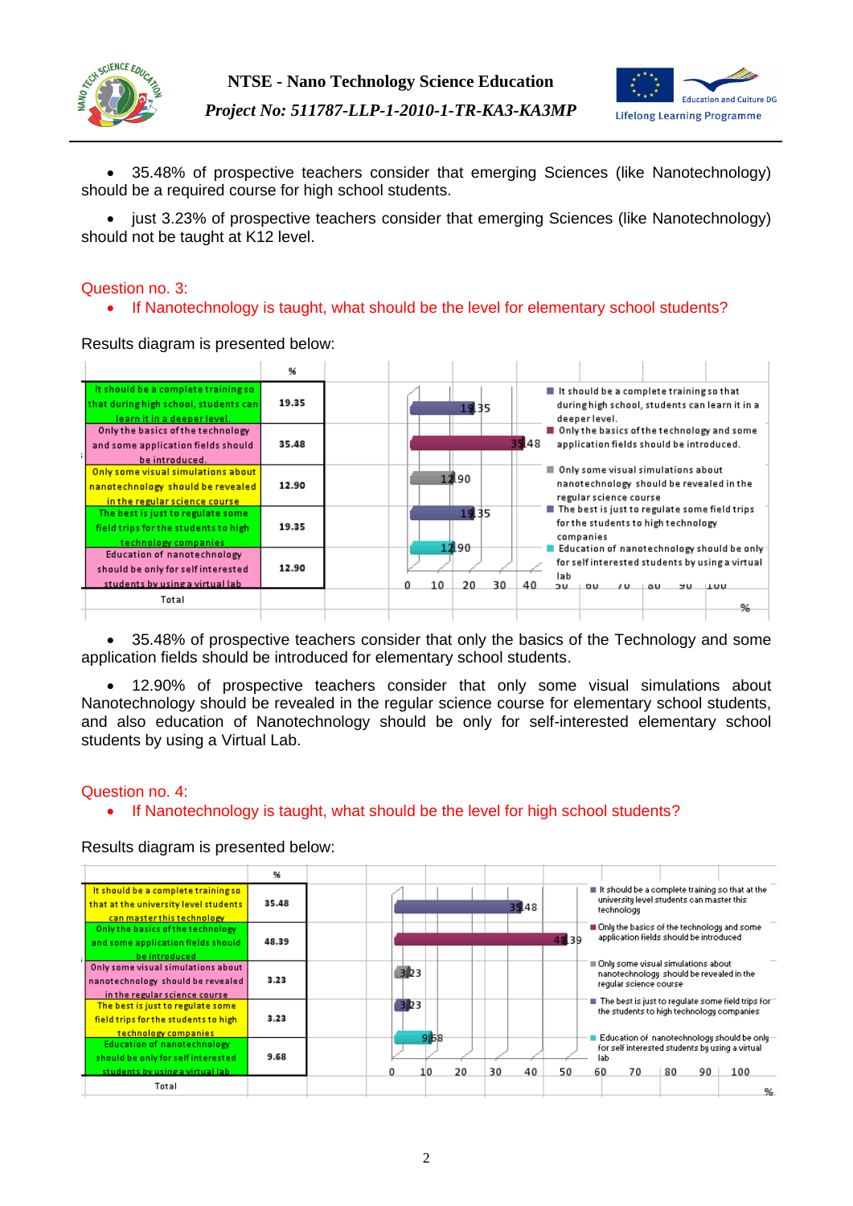- 35.48% of prospective teachers consider that emerging Sciences (like Nanotechnology) should be a required course for high school students.

- just 3.23% of prospective teachers consider that emerging Sciences (like Nanotechnology) should not be taught at K12 level.

Question no. 3:

- If Nanotechnology is taught, what should be the level for elementary school students?

Results diagram is presented below:

| | % |
|---|---|
| It should be a complete training so that during high school, students can learn it in a deeper level. | 19.35 |
| Only the basics of the technology and some application fields should be introduced. | 35.48 |
| Only some visual simulations about nanotechnology should be revealed in the regular science course | 12.90 |
| The best is just to regulate some field trips for the students to high technology companies | 19.35 |
| Education of nanotechnology should be only for self interested students by using a virtual lab | 12.90 |
| Total | |

- 35.48% of prospective teachers consider that only the basics of the Technology and some application fields should be introduced for elementary school students.

- 12.90% of prospective teachers consider that only some visual simulations about Nanotechnology should be revealed in the regular science course for elementary school students, and also education of Nanotechnology should be only for self-interested elementary school students by using a Virtual Lab.

Question no. 4:

- If Nanotechnology is taught, what should be the level for high school students?

Results diagram is presented below:

| | % |
|---|---|
| It should be a complete training so that at the university level students can master this technology | 35.48 |
| Only the basics of the technology and some application fields should be introduced | 48.39 |
| Only some visual simulations about nanotechnology should be revealed in the regular science course | 3.23 |
| The best is just to regulate some field trips for the students to high technology companies | 3.23 |
| Education of nanotechnology should be only for self interested students by using a virtual lab | 9.68 |
| Total | |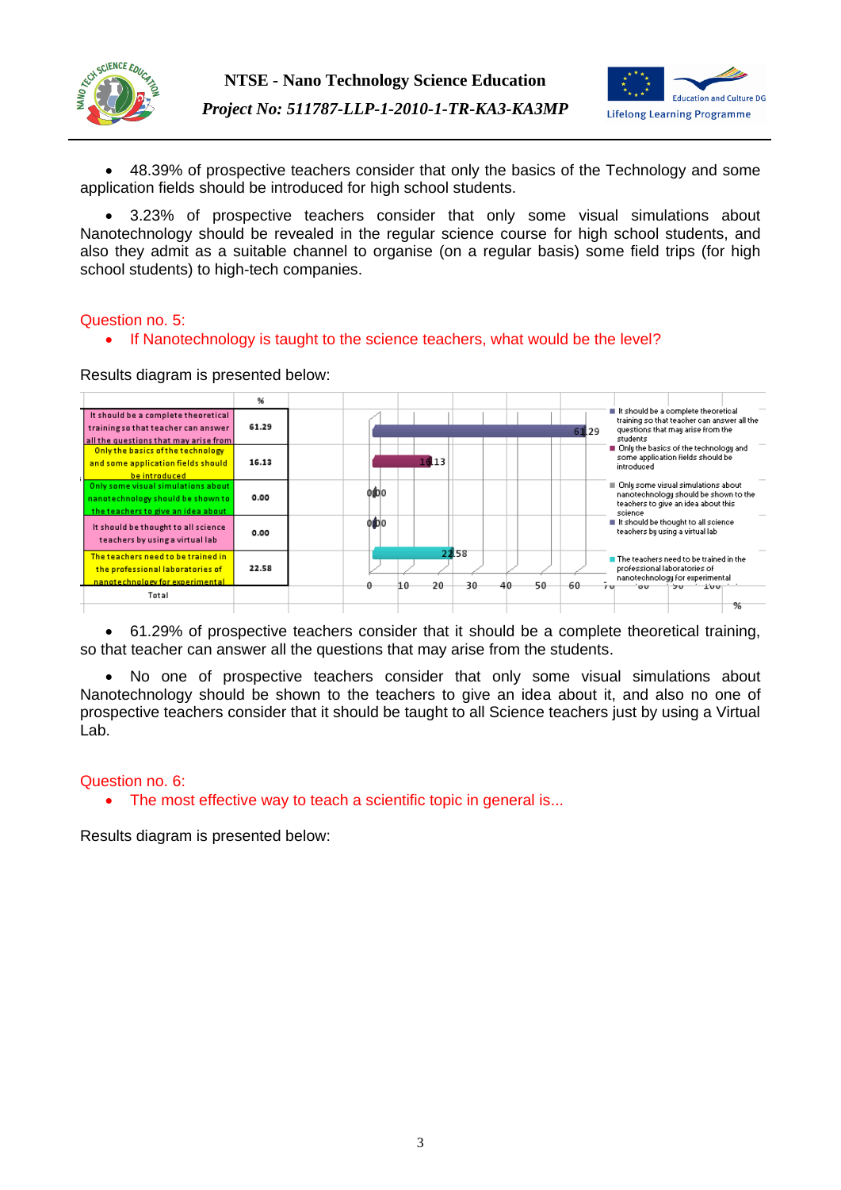- 48.39% of prospective teachers consider that only the basics of the Technology and some application fields should be introduced for high school students.

- 3.23% of prospective teachers consider that only some visual simulations about Nanotechnology should be revealed in the regular science course for high school students, and also they admit as a suitable channel to organise (on a regular basis) some field trips (for high school students) to high-tech companies.

Question no. 5:

- If Nanotechnology is taught to the science teachers, what would be the level?

Results diagram is presented below:

| | % |
|---|---|
| It should be a complete theoretical training so that teacher can answer all the questions that may arise from | 61.29 |
| Only the basics of the technology and some application fields should be introduced | 16.13 |
| Only some visual simulations about nanotechnology should be shown to the teachers to give an idea about | 0.00 |
| It should be thought to all science teachers by using a virtual lab | 0.00 |
| The teachers need to be trained in the professional laboratories of nanotechnology for experimental | 22.58 |
| Total | |

- 61.29% of prospective teachers consider that it should be a complete theoretical training, so that teacher can answer all the questions that may arise from the students.

- No one of prospective teachers consider that only some visual simulations about Nanotechnology should be shown to the teachers to give an idea about it, and also no one of prospective teachers consider that it should be taught to all Science teachers just by using a Virtual Lab.

Question no. 6:

- The most effective way to teach a scientific topic in general is...

Results diagram is presented below: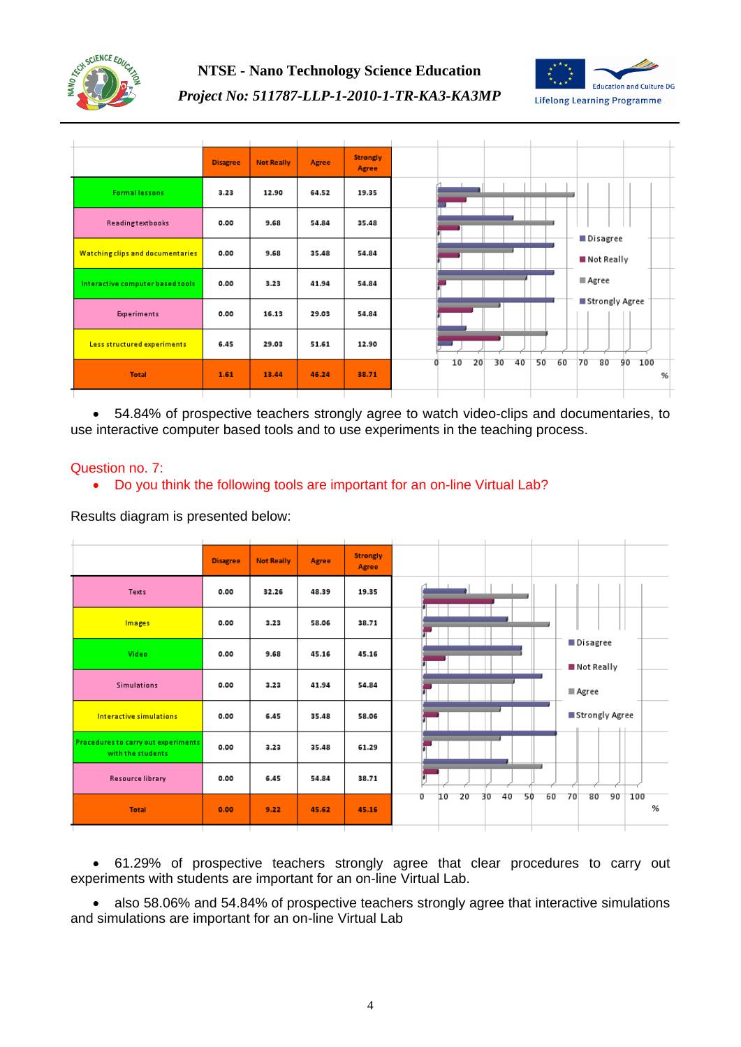| | Disagree | Not Really | Agree | Strongly Agree |
|---|---|---|---|---|
| Formal lessons | 3.23 | 12.90 | 64.52 | 19.35 |
| Reading textbooks | 0.00 | 9.68 | 54.84 | 35.48 |
| Watching clips and documentaries | 0.00 | 9.68 | 35.48 | 54.84 |
| Interactive computer based tools | 0.00 | 3.23 | 41.94 | 54.84 |
| Experiments | 0.00 | 16.13 | 29.03 | 54.84 |
| Less structured experiments | 6.45 | 29.03 | 51.61 | 12.90 |
| Total | 1.61 | 13.44 | 46.24 | 38.71 |

- 54.84% of prospective teachers strongly agree to watch video-clips and documentaries, to use interactive computer based tools and to use experiments in the teaching process.

Question no. 7:

- Do you think the following tools are important for an on-line Virtual Lab?

Results diagram is presented below:

| | Disagree | Not Really | Agree | Strongly Agree |
|---|---|---|---|---|
| Texts | 0.00 | 32.26 | 48.39 | 19.35 |
| Images | 0.00 | 3.23 | 58.06 | 38.71 |
| Video | 0.00 | 9.68 | 45.16 | 45.16 |
| Simulations | 0.00 | 3.23 | 41.94 | 54.84 |
| Interactive simulations | 0.00 | 6.45 | 35.48 | 58.06 |
| Procedures to carry out experiments with the students | 0.00 | 3.23 | 35.48 | 61.29 |
| Resource library | 0.00 | 6.45 | 54.84 | 38.71 |
| Total | 0.00 | 9.22 | 45.62 | 45.16 |

- 61.29% of prospective teachers strongly agree that clear procedures to carry out experiments with students are important for an on-line Virtual Lab.
- also 58.06% and 54.84% of prospective teachers strongly agree that interactive simulations and simulations are important for an on-line Virtual Lab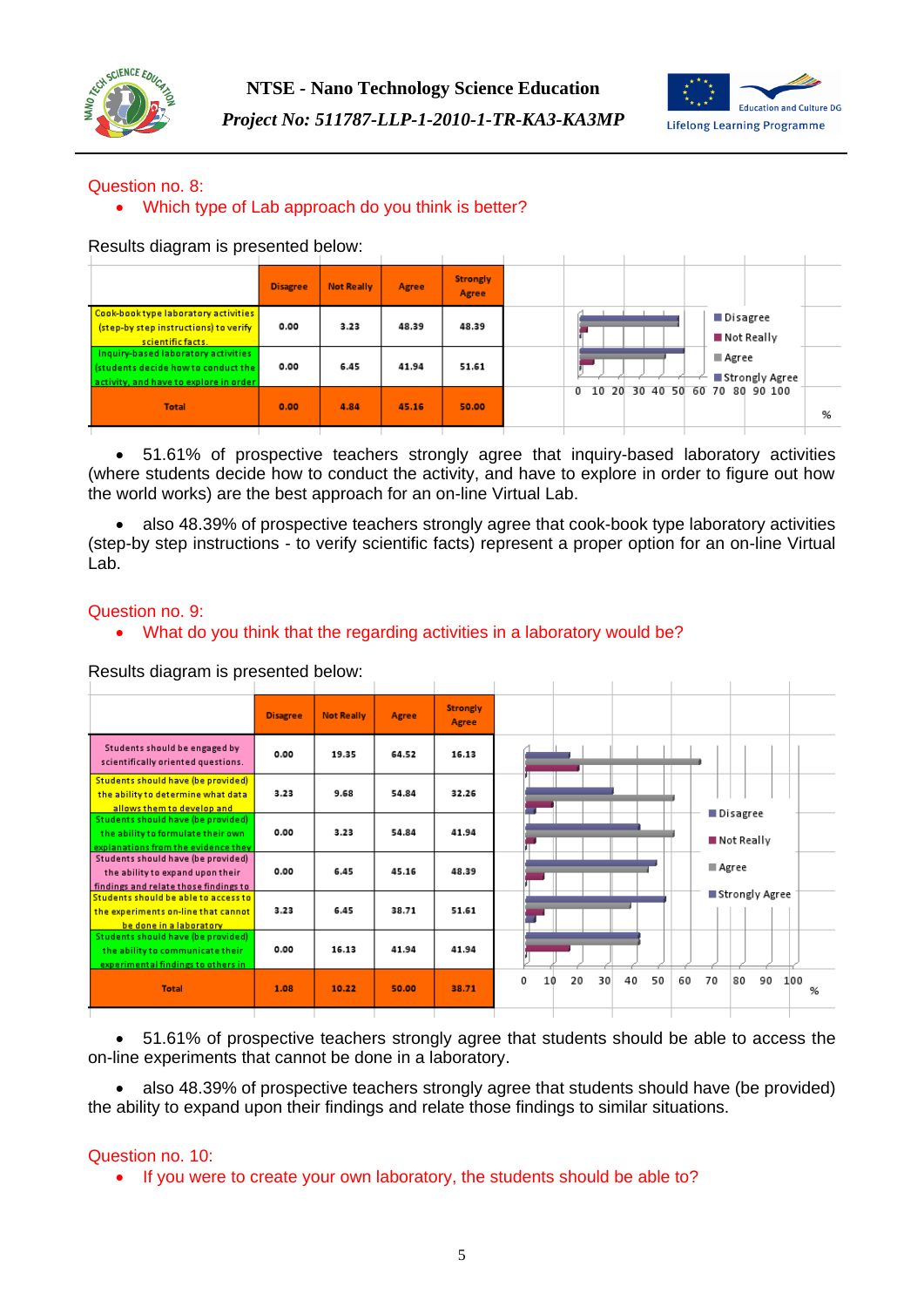Question no. 8:

- Which type of Lab approach do you think is better?

Results diagram is presented below:

| | Disagree | Not Really | Agree | Strongly Agree |
|---|---|---|---|---|
| Cook-book type laboratory activities (step-by step instructions) to verify scientific facts. | 0.00 | 3.23 | 48.39 | 48.39 |
| Inquiry-based laboratory activities (students decide how to conduct the activity, and have to explore in order | 0.00 | 6.45 | 41.94 | 51.61 |
| Total | 0.00 | 4.84 | 45.16 | 50.00 |

- 51.61% of prospective teachers strongly agree that inquiry-based laboratory activities (where students decide how to conduct the activity, and have to explore in order to figure out how the world works) are the best approach for an on-line Virtual Lab.

- also 48.39% of prospective teachers strongly agree that cook-book type laboratory activities (step-by step instructions - to verify scientific facts) represent a proper option for an on-line Virtual Lab.

Question no. 9:

- What do you think that the regarding activities in a laboratory would be?

Results diagram is presented below:

| | Disagree | Not Really | Agree | Strongly Agree |
|---|---|---|---|---|
| Students should be engaged by scientifically oriented questions. | 0.00 | 19.35 | 64.52 | 16.13 |
| Students should have (be provided) the ability to determine what data allows them to develop and | 3.23 | 9.68 | 54.84 | 32.26 |
| Students should have (be provided) the ability to formulate their own explanations from the evidence they | 0.00 | 3.23 | 54.84 | 41.94 |
| Students should have (be provided) the ability to expand upon their findings and relate those findings to | 0.00 | 6.45 | 45.16 | 48.39 |
| Students should be able to access to the experiments on-line that cannot be done in a laboratory | 3.23 | 6.45 | 38.71 | 51.61 |
| Students should have (be provided) the ability to communicate their experimental findings to others in | 0.00 | 16.13 | 41.94 | 41.94 |
| Total | 1.08 | 10.22 | 50.00 | 38.71 |

- 51.61% of prospective teachers strongly agree that students should be able to access the on-line experiments that cannot be done in a laboratory.

- also 48.39% of prospective teachers strongly agree that students should have (be provided) the ability to expand upon their findings and relate those findings to similar situations.

Question no. 10:

- If you were to create your own laboratory, the students should be able to?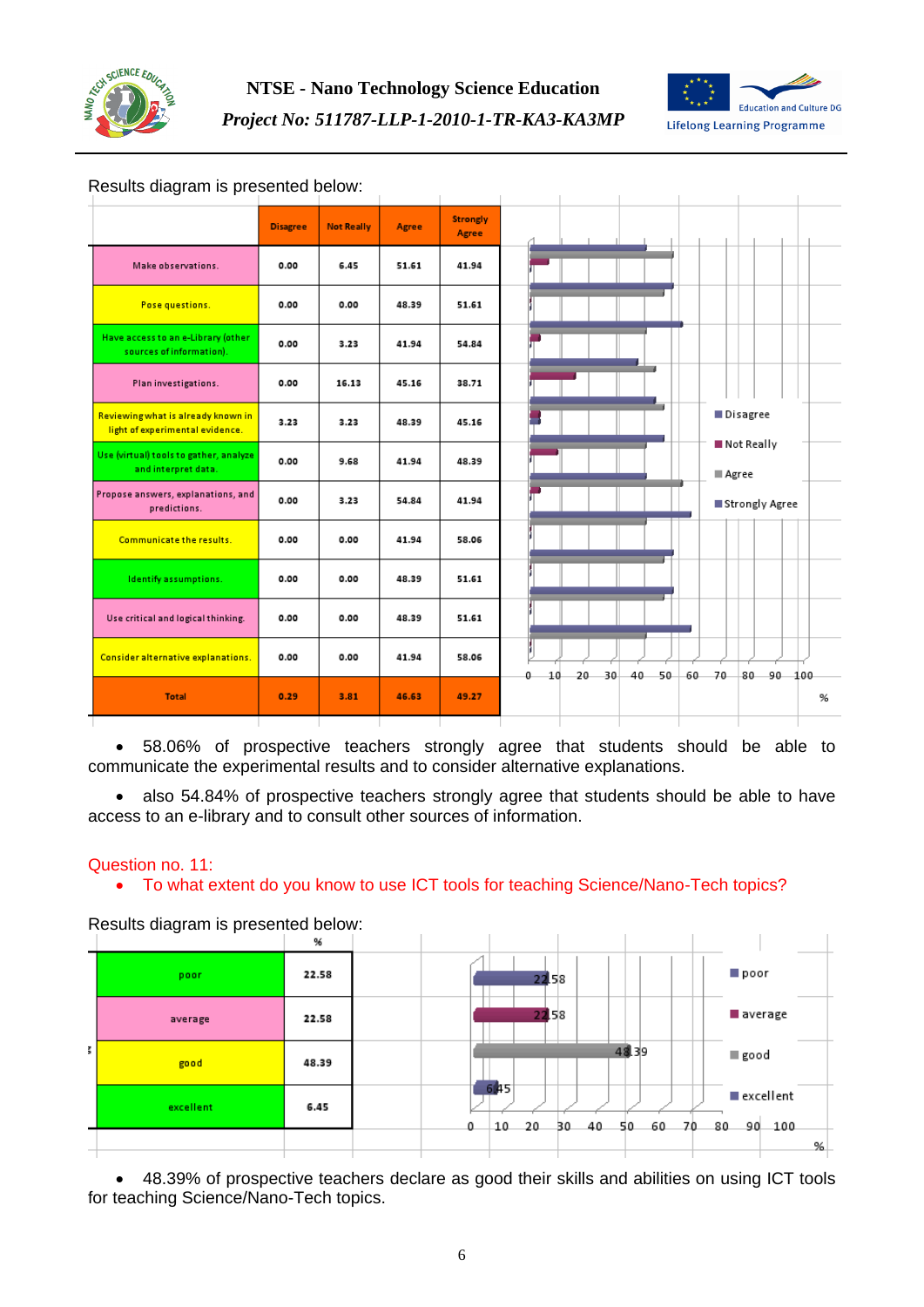Results diagram is presented below:

| | Disagree | Not Really | Agree | Strongly Agree |
|---|---|---|---|---|
| Make observations. | 0.00 | 6.45 | 51.61 | 41.94 |
| Pose questions. | 0.00 | 0.00 | 48.39 | 51.61 |
| Have access to an e-Library (other sources of information). | 0.00 | 3.23 | 41.94 | 54.84 |
| Plan investigations. | 0.00 | 16.13 | 45.16 | 38.71 |
| Reviewing what is already known in light of experimental evidence. | 3.23 | 3.23 | 48.39 | 45.16 |
| Use (virtual) tools to gather, analyze and interpret data. | 0.00 | 9.68 | 41.94 | 48.39 |
| Propose answers, explanations, and predictions. | 0.00 | 3.23 | 54.84 | 41.94 |
| Communicate the results. | 0.00 | 0.00 | 41.94 | 58.06 |
| Identify assumptions. | 0.00 | 0.00 | 48.39 | 51.61 |
| Use critical and logical thinking. | 0.00 | 0.00 | 48.39 | 51.61 |
| Consider alternative explanations. | 0.00 | 0.00 | 41.94 | 58.06 |
| Total | 0.29 | 3.81 | 46.63 | 49.27 |

- 58.06% of prospective teachers strongly agree that students should be able to communicate the experimental results and to consider alternative explanations.
- also 54.84% of prospective teachers strongly agree that students should be able to have access to an e-library and to consult other sources of information.

Question no. 11:

- To what extent do you know to use ICT tools for teaching Science/Nano-Tech topics?

Results diagram is presented below:

| | % |
|---|---|
| poor | 22.58 |
| average | 22.58 |
| good | 48.39 |
| excellent | 6.45 |

- 48.39% of prospective teachers declare as good their skills and abilities on using ICT tools for teaching Science/Nano-Tech topics.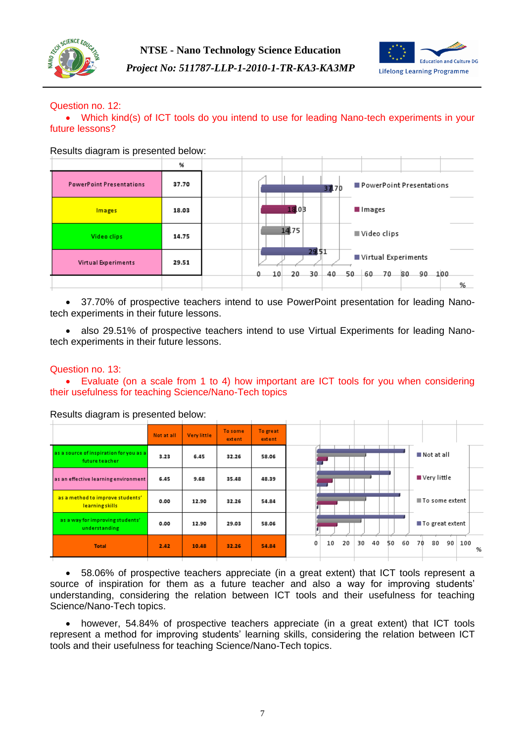Question no. 12:

- Which kind(s) of ICT tools do you intend to use for leading Nano-tech experiments in your future lessons?

Results diagram is presented below:

| | % |
|---|---|
| PowerPoint Presentations | 37.70 |
| Images | 18.03 |
| Video clips | 14.75 |
| Virtual Experiments | 29.51 |

- 37.70% of prospective teachers intend to use PowerPoint presentation for leading Nano-tech experiments in their future lessons.

- also 29.51% of prospective teachers intend to use Virtual Experiments for leading Nano-tech experiments in their future lessons.

Question no. 13:

- Evaluate (on a scale from 1 to 4) how important are ICT tools for you when considering their usefulness for teaching Science/Nano-Tech topics

Results diagram is presented below:

| | Not at all | Very little | To some extent | To great extent |
|---|---|---|---|---|
| as a source of inspiration for you as a future teacher | 3.23 | 6.45 | 32.26 | 58.06 |
| as an effective learning environment | 6.45 | 9.68 | 35.48 | 48.39 |
| as a method to improve students' learning skills | 0.00 | 12.90 | 32.26 | 54.84 |
| as a way for improving students' understanding | 0.00 | 12.90 | 29.03 | 58.06 |
| Total | 2.42 | 10.48 | 32.26 | 54.84 |

- 58.06% of prospective teachers appreciate (in a great extent) that ICT tools represent a source of inspiration for them as a future teacher and also a way for improving students' understanding, considering the relation between ICT tools and their usefulness for teaching Science/Nano-Tech topics.

- however, 54.84% of prospective teachers appreciate (in a great extent) that ICT tools represent a method for improving students' learning skills, considering the relation between ICT tools and their usefulness for teaching Science/Nano-Tech topics.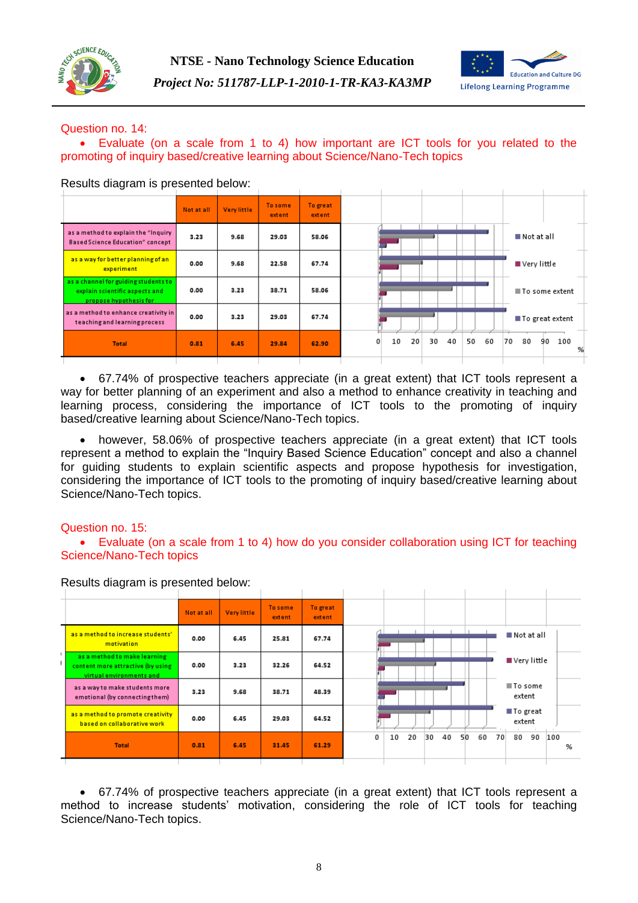Question no. 14:

- Evaluate (on a scale from 1 to 4) how important are ICT tools for you related to the promoting of inquiry based/creative learning about Science/Nano-Tech topics

Results diagram is presented below:

| | Not at all | Very little | To some extent | To great extent |
|---|---|---|---|---|
| as a method to explain the "Inquiry Based Science Education" concept | 3.23 | 9.68 | 29.03 | 58.06 |
| as a way for better planning of an experiment | 0.00 | 9.68 | 22.58 | 67.74 |
| as a channel for guiding students to explain scientific aspects and propose hypothesis for | 0.00 | 3.23 | 38.71 | 58.06 |
| as a method to enhance creativity in teaching and learning process | 0.00 | 3.23 | 29.03 | 67.74 |
| Total | 0.81 | 6.45 | 29.84 | 62.90 |

- 67.74% of prospective teachers appreciate (in a great extent) that ICT tools represent a way for better planning of an experiment and also a method to enhance creativity in teaching and learning process, considering the importance of ICT tools to the promoting of inquiry based/creative learning about Science/Nano-Tech topics.

- however, 58.06% of prospective teachers appreciate (in a great extent) that ICT tools represent a method to explain the "Inquiry Based Science Education" concept and also a channel for guiding students to explain scientific aspects and propose hypothesis for investigation, considering the importance of ICT tools to the promoting of inquiry based/creative learning about Science/Nano-Tech topics.

Question no. 15:

- Evaluate (on a scale from 1 to 4) how do you consider collaboration using ICT for teaching Science/Nano-Tech topics

Results diagram is presented below:

| | Not at all | Very little | To some extent | To great extent |
|---|---|---|---|---|
| as a method to increase students' motivation | 0.00 | 6.45 | 25.81 | 67.74 |
| as a method to make learning content more attractive (by using virtual environments and | 0.00 | 3.23 | 32.26 | 64.52 |
| as a way to make students more emotional (by connecting them) | 3.23 | 9.68 | 38.71 | 48.39 |
| as a method to promote creativity based on collaborative work | 0.00 | 6.45 | 29.03 | 64.52 |
| Total | 0.81 | 6.45 | 31.45 | 61.29 |

- 67.74% of prospective teachers appreciate (in a great extent) that ICT tools represent a method to increase students' motivation, considering the role of ICT tools for teaching Science/Nano-Tech topics.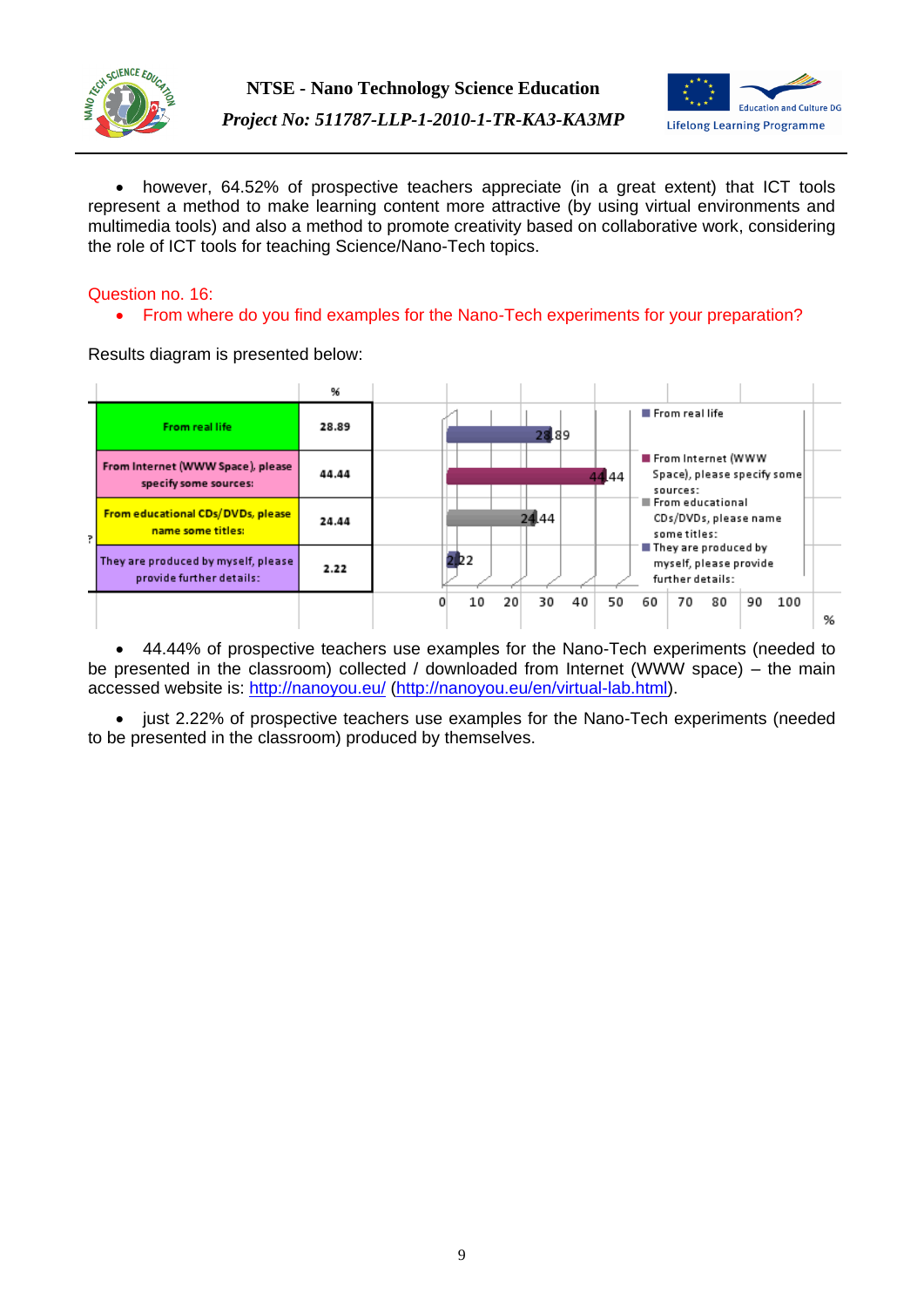- however, 64.52% of prospective teachers appreciate (in a great extent) that ICT tools represent a method to make learning content more attractive (by using virtual environments and multimedia tools) and also a method to promote creativity based on collaborative work, considering the role of ICT tools for teaching Science/Nano-Tech topics.

Question no. 16:

- From where do you find examples for the Nano-Tech experiments for your preparation?

Results diagram is presented below:

| | % |
|---|---|
| From real life | 28.89 |
| From Internet (WWW Space), please specify some sources: | 44.44 |
| From educational CDs/DVDs, please name some titles: | 24.44 |
| They are produced by myself, please provide further details: | 2.22 |

28.89
44.44
24.44
2.22
0 10 20 30 40 50 60 70 80 90 100
%
From real life
From Internet (WWW Space), please specify some sources:
From educational CDs/DVDs, please name some titles:
They are produced by myself, please provide further details:

- 44.44% of prospective teachers use examples for the Nano-Tech experiments (needed to be presented in the classroom) collected / downloaded from Internet (WWW space) – the main accessed website is: http://nanoyou.eu/ (http://nanoyou.eu/en/virtual-lab.html).

- just 2.22% of prospective teachers use examples for the Nano-Tech experiments (needed to be presented in the classroom) produced by themselves.